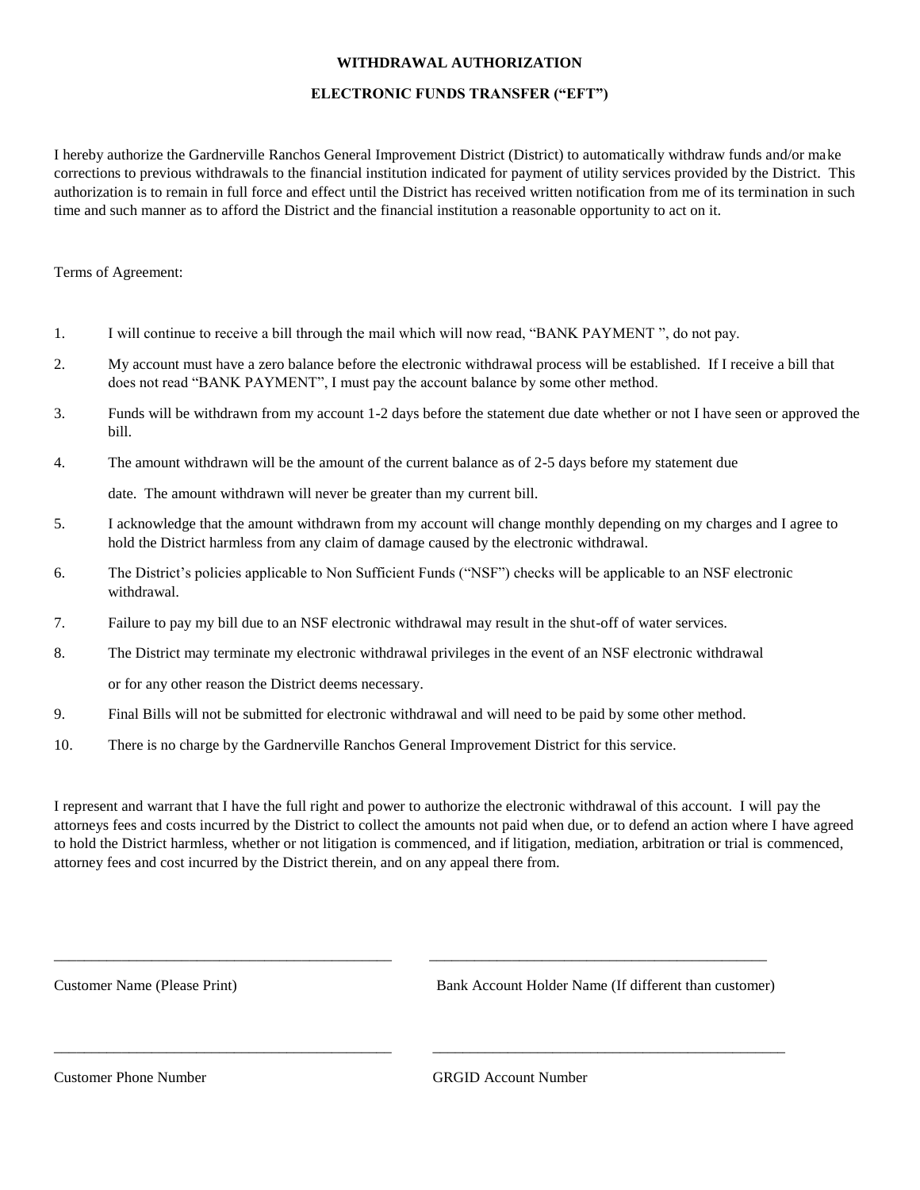## WITHDRAWAL AUTHORIZATION

## ELECTRONIC FUNDS TRANSFER ("EFT")

I hereby authorize the Gardnerville Ranchos General Improvement District (District) to automatically withdraw funds and/or make corrections to previous withdrawals to the financial institution indicated for payment of utility services provided by the District. This authorization is to remain in full force and effect until the District has received written notification from me of its termination in such time and such manner as to afford the District and the financial institution a reasonable opportunity to act on it.

Terms of Agreement:

1. I will continue to receive a bill through the mail which will now read, "BANK PAYMENT ", do not pay.
2. My account must have a zero balance before the electronic withdrawal process will be established. If I receive a bill that does not read "BANK PAYMENT", I must pay the account balance by some other method.
3. Funds will be withdrawn from my account 1-2 days before the statement due date whether or not I have seen or approved the bill.
4. The amount withdrawn will be the amount of the current balance as of 2-5 days before my statement due

   date. The amount withdrawn will never be greater than my current bill.
5. I acknowledge that the amount withdrawn from my account will change monthly depending on my charges and I agree to hold the District harmless from any claim of damage caused by the electronic withdrawal.
6. The District's policies applicable to Non Sufficient Funds ("NSF") checks will be applicable to an NSF electronic withdrawal.
7. Failure to pay my bill due to an NSF electronic withdrawal may result in the shut-off of water services.
8. The District may terminate my electronic withdrawal privileges in the event of an NSF electronic withdrawal

   or for any other reason the District deems necessary.
9. Final Bills will not be submitted for electronic withdrawal and will need to be paid by some other method.
10. There is no charge by the Gardnerville Ranchos General Improvement District for this service.

I represent and warrant that I have the full right and power to authorize the electronic withdrawal of this account. I will pay the attorneys fees and costs incurred by the District to collect the amounts not paid when due, or to defend an action where I have agreed to hold the District harmless, whether or not litigation is commenced, and if litigation, mediation, arbitration or trial is commenced, attorney fees and cost incurred by the District therein, and on any appeal there from.

\_\_\_\_\_\_\_\_\_\_\_\_\_\_\_\_\_\_\_\_\_\_\_\_\_\_\_\_\_\_\_\_\_\_\_\_\_\_\_\_ \_\_\_\_\_\_\_\_\_\_\_\_\_\_\_\_\_\_\_\_\_\_\_\_\_\_\_\_\_\_\_\_\_\_\_\_\_\_\_\_

Customer Name (Please Print) Bank Account Holder Name (If different than customer)

\_\_\_\_\_\_\_\_\_\_\_\_\_\_\_\_\_\_\_\_\_\_\_\_\_\_\_\_\_\_\_\_\_\_\_\_\_\_\_\_ \_\_\_\_\_\_\_\_\_\_\_\_\_\_\_\_\_\_\_\_\_\_\_\_\_\_\_\_\_\_\_\_\_\_\_\_\_\_\_\_

Customer Phone Number GRGID Account Number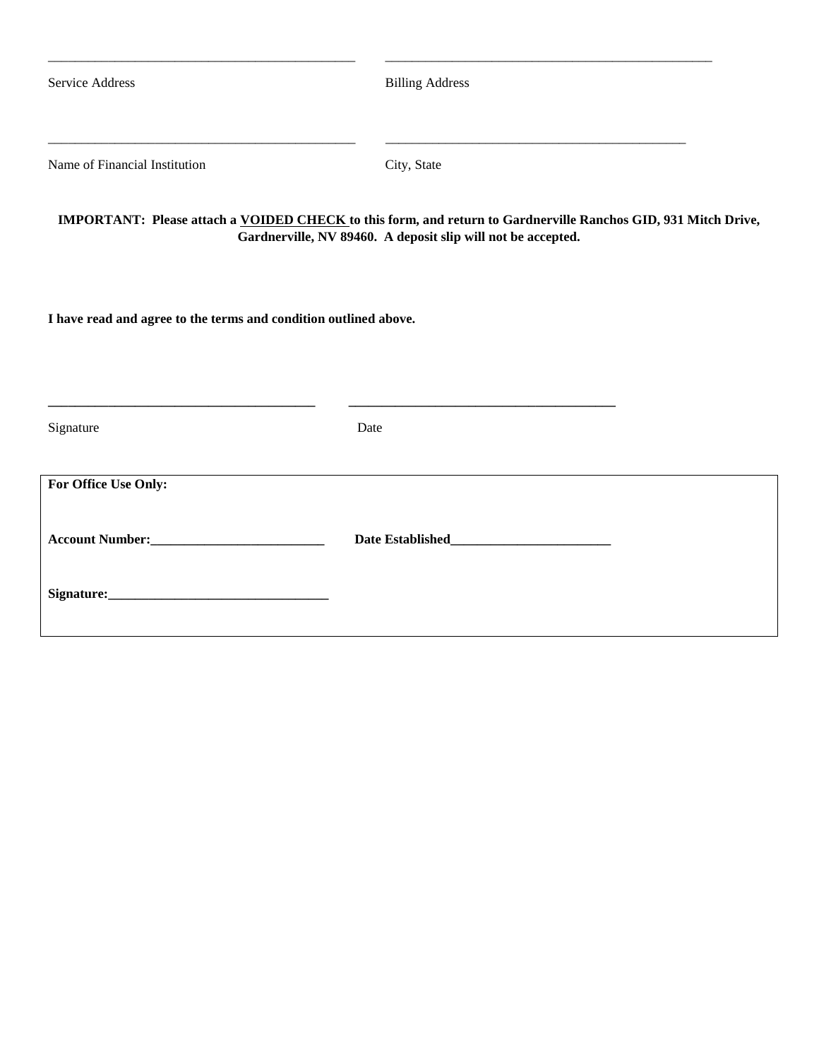_______________________________________________ &nbsp;&nbsp;&nbsp;&nbsp; __________________________________________________

Service Address &nbsp;&nbsp;&nbsp;&nbsp; Billing Address

_______________________________________________ &nbsp;&nbsp;&nbsp;&nbsp; ______________________________________________

Name of Financial Institution &nbsp;&nbsp;&nbsp;&nbsp; City, State

**IMPORTANT: Please attach a <u>VOIDED CHECK</u> to this form, and return to Gardnerville Ranchos GID, 931 Mitch Drive, Gardnerville, NV 89460. A deposit slip will not be accepted.**

**I have read and agree to the terms and condition outlined above.**

_________________________________________ &nbsp;&nbsp;&nbsp;&nbsp; _________________________________________

Signature &nbsp;&nbsp;&nbsp;&nbsp; Date

**For Office Use Only:**

**Account Number:__________________________** &nbsp;&nbsp;&nbsp;&nbsp; **Date Established________________________**

**Signature:_________________________________**